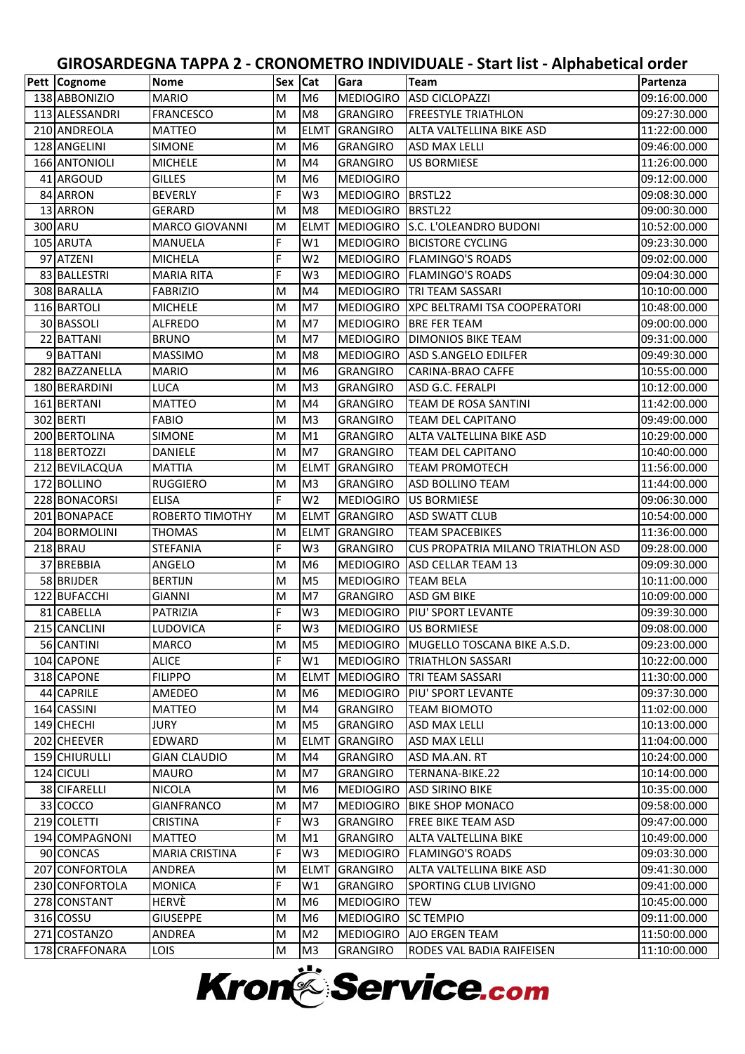# GIROSARDEGNA TAPPA 2 - CRONOMETRO INDIVIDUALE - Start list - Alphabetical order

| Pett | Cognome | Nome | Sex | Cat | Gara | Team | Partenza |
|---|---|---|---|---|---|---|---|
| 138 | ABBONIZIO | MARIO | M | M6 | MEDIOGIRO | ASD CICLOPAZZI | 09:16:00.000 |
| 113 | ALESSANDRI | FRANCESCO | M | M8 | GRANGIRO | FREESTYLE TRIATHLON | 09:27:30.000 |
| 210 | ANDREOLA | MATTEO | M | ELMT | GRANGIRO | ALTA VALTELLINA BIKE ASD | 11:22:00.000 |
| 128 | ANGELINI | SIMONE | M | M6 | GRANGIRO | ASD MAX LELLI | 09:46:00.000 |
| 166 | ANTONIOLI | MICHELE | M | M4 | GRANGIRO | US BORMIESE | 11:26:00.000 |
| 41 | ARGOUD | GILLES | M | M6 | MEDIOGIRO | | 09:12:00.000 |
| 84 | ARRON | BEVERLY | F | W3 | MEDIOGIRO | BRSTL22 | 09:08:30.000 |
| 13 | ARRON | GERARD | M | M8 | MEDIOGIRO | BRSTL22 | 09:00:30.000 |
| 300 | ARU | MARCO GIOVANNI | M | ELMT | MEDIOGIRO | S.C. L'OLEANDRO BUDONI | 10:52:00.000 |
| 105 | ARUTA | MANUELA | F | W1 | MEDIOGIRO | BICISTORE CYCLING | 09:23:30.000 |
| 97 | ATZENI | MICHELA | F | W2 | MEDIOGIRO | FLAMINGO'S ROADS | 09:02:00.000 |
| 83 | BALLESTRI | MARIA RITA | F | W3 | MEDIOGIRO | FLAMINGO'S ROADS | 09:04:30.000 |
| 308 | BARALLA | FABRIZIO | M | M4 | MEDIOGIRO | TRI TEAM SASSARI | 10:10:00.000 |
| 116 | BARTOLI | MICHELE | M | M7 | MEDIOGIRO | XPC BELTRAMI TSA COOPERATORI | 10:48:00.000 |
| 30 | BASSOLI | ALFREDO | M | M7 | MEDIOGIRO | BRE FER TEAM | 09:00:00.000 |
| 22 | BATTANI | BRUNO | M | M7 | MEDIOGIRO | DIMONIOS BIKE TEAM | 09:31:00.000 |
| 9 | BATTANI | MASSIMO | M | M8 | MEDIOGIRO | ASD S.ANGELO EDILFER | 09:49:30.000 |
| 282 | BAZZANELLA | MARIO | M | M6 | GRANGIRO | CARINA-BRAO CAFFE | 10:55:00.000 |
| 180 | BERARDINI | LUCA | M | M3 | GRANGIRO | ASD G.C. FERALPI | 10:12:00.000 |
| 161 | BERTANI | MATTEO | M | M4 | GRANGIRO | TEAM DE ROSA SANTINI | 11:42:00.000 |
| 302 | BERTI | FABIO | M | M3 | GRANGIRO | TEAM DEL CAPITANO | 09:49:00.000 |
| 200 | BERTOLINA | SIMONE | M | M1 | GRANGIRO | ALTA VALTELLINA BIKE ASD | 10:29:00.000 |
| 118 | BERTOZZI | DANIELE | M | M7 | GRANGIRO | TEAM DEL CAPITANO | 10:40:00.000 |
| 212 | BEVILACQUA | MATTIA | M | ELMT | GRANGIRO | TEAM PROMOTECH | 11:56:00.000 |
| 172 | BOLLINO | RUGGIERO | M | M3 | GRANGIRO | ASD BOLLINO TEAM | 11:44:00.000 |
| 228 | BONACORSI | ELISA | F | W2 | MEDIOGIRO | US BORMIESE | 09:06:30.000 |
| 201 | BONAPACE | ROBERTO TIMOTHY | M | ELMT | GRANGIRO | ASD SWATT CLUB | 10:54:00.000 |
| 204 | BORMOLINI | THOMAS | M | ELMT | GRANGIRO | TEAM SPACEBIKES | 11:36:00.000 |
| 218 | BRAU | STEFANIA | F | W3 | GRANGIRO | CUS PROPATRIA MILANO TRIATHLON ASD | 09:28:00.000 |
| 37 | BREBBIA | ANGELO | M | M6 | MEDIOGIRO | ASD CELLAR TEAM 13 | 09:09:30.000 |
| 58 | BRIJDER | BERTIJN | M | M5 | MEDIOGIRO | TEAM BELA | 10:11:00.000 |
| 122 | BUFACCHI | GIANNI | M | M7 | GRANGIRO | ASD GM BIKE | 10:09:00.000 |
| 81 | CABELLA | PATRIZIA | F | W3 | MEDIOGIRO | PIU' SPORT LEVANTE | 09:39:30.000 |
| 215 | CANCLINI | LUDOVICA | F | W3 | MEDIOGIRO | US BORMIESE | 09:08:00.000 |
| 56 | CANTINI | MARCO | M | M5 | MEDIOGIRO | MUGELLO TOSCANA BIKE A.S.D. | 09:23:00.000 |
| 104 | CAPONE | ALICE | F | W1 | MEDIOGIRO | TRIATHLON SASSARI | 10:22:00.000 |
| 318 | CAPONE | FILIPPO | M | ELMT | MEDIOGIRO | TRI TEAM SASSARI | 11:30:00.000 |
| 44 | CAPRILE | AMEDEO | M | M6 | MEDIOGIRO | PIU' SPORT LEVANTE | 09:37:30.000 |
| 164 | CASSINI | MATTEO | M | M4 | GRANGIRO | TEAM BIOMOTO | 11:02:00.000 |
| 149 | CHECHI | JURY | M | M5 | GRANGIRO | ASD MAX LELLI | 10:13:00.000 |
| 202 | CHEEVER | EDWARD | M | ELMT | GRANGIRO | ASD MAX LELLI | 11:04:00.000 |
| 159 | CHIURULLI | GIAN CLAUDIO | M | M4 | GRANGIRO | ASD MA.AN. RT | 10:24:00.000 |
| 124 | CICULI | MAURO | M | M7 | GRANGIRO | TERNANA-BIKE.22 | 10:14:00.000 |
| 38 | CIFARELLI | NICOLA | M | M6 | MEDIOGIRO | ASD SIRINO BIKE | 10:35:00.000 |
| 33 | COCCO | GIANFRANCO | M | M7 | MEDIOGIRO | BIKE SHOP MONACO | 09:58:00.000 |
| 219 | COLETTI | CRISTINA | F | W3 | GRANGIRO | FREE BIKE TEAM ASD | 09:47:00.000 |
| 194 | COMPAGNONI | MATTEO | M | M1 | GRANGIRO | ALTA VALTELLINA BIKE | 10:49:00.000 |
| 90 | CONCAS | MARIA CRISTINA | F | W3 | MEDIOGIRO | FLAMINGO'S ROADS | 09:03:30.000 |
| 207 | CONFORTOLA | ANDREA | M | ELMT | GRANGIRO | ALTA VALTELLINA BIKE ASD | 09:41:30.000 |
| 230 | CONFORTOLA | MONICA | F | W1 | GRANGIRO | SPORTING CLUB LIVIGNO | 09:41:00.000 |
| 278 | CONSTANT | HERVÈ | M | M6 | MEDIOGIRO | TEW | 10:45:00.000 |
| 316 | COSSU | GIUSEPPE | M | M6 | MEDIOGIRO | SC TEMPIO | 09:11:00.000 |
| 271 | COSTANZO | ANDREA | M | M2 | MEDIOGIRO | AJO ERGEN TEAM | 11:50:00.000 |
| 178 | CRAFFONARA | LOIS | M | M3 | GRANGIRO | RODES VAL BADIA RAIFEISEN | 11:10:00.000 |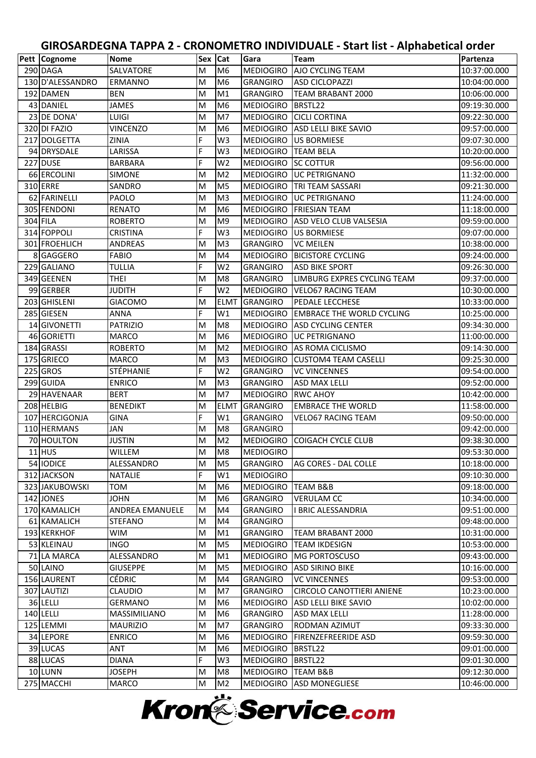# GIROSARDEGNA TAPPA 2 - CRONOMETRO INDIVIDUALE - Start list - Alphabetical order

| Pett | Cognome | Nome | Sex | Cat | Gara | Team | Partenza |
|---|---|---|---|---|---|---|---|
| 290 | DAGA | SALVATORE | M | M6 | MEDIOGIRO | AJO CYCLING TEAM | 10:37:00.000 |
| 130 | D'ALESSANDRO | ERMANNO | M | M6 | GRANGIRO | ASD CICLOPAZZI | 10:04:00.000 |
| 192 | DAMEN | BEN | M | M1 | GRANGIRO | TEAM BRABANT 2000 | 10:06:00.000 |
| 43 | DANIEL | JAMES | M | M6 | MEDIOGIRO | BRSTL22 | 09:19:30.000 |
| 23 | DE DONA' | LUIGI | M | M7 | MEDIOGIRO | CICLI CORTINA | 09:22:30.000 |
| 320 | DI FAZIO | VINCENZO | M | M6 | MEDIOGIRO | ASD LELLI BIKE SAVIO | 09:57:00.000 |
| 217 | DOLGETTA | ZINIA | F | W3 | MEDIOGIRO | US BORMIESE | 09:07:30.000 |
| 94 | DRYSDALE | LARISSA | F | W3 | MEDIOGIRO | TEAM BELA | 10:20:00.000 |
| 227 | DUSE | BARBARA | F | W2 | MEDIOGIRO | SC COTTUR | 09:56:00.000 |
| 66 | ERCOLINI | SIMONE | M | M2 | MEDIOGIRO | UC PETRIGNANO | 11:32:00.000 |
| 310 | ERRE | SANDRO | M | M5 | MEDIOGIRO | TRI TEAM SASSARI | 09:21:30.000 |
| 62 | FARINELLI | PAOLO | M | M3 | MEDIOGIRO | UC PETRIGNANO | 11:24:00.000 |
| 305 | FENDONI | RENATO | M | M6 | MEDIOGIRO | FRIESIAN TEAM | 11:18:00.000 |
| 304 | FILA | ROBERTO | M | M9 | MEDIOGIRO | ASD VELO CLUB VALSESIA | 09:59:00.000 |
| 314 | FOPPOLI | CRISTINA | F | W3 | MEDIOGIRO | US BORMIESE | 09:07:00.000 |
| 301 | FROEHLICH | ANDREAS | M | M3 | GRANGIRO | VC MEILEN | 10:38:00.000 |
| 8 | GAGGERO | FABIO | M | M4 | MEDIOGIRO | BICISTORE CYCLING | 09:24:00.000 |
| 229 | GALIANO | TULLIA | F | W2 | GRANGIRO | ASD BIKE SPORT | 09:26:30.000 |
| 349 | GEENEN | THEI | M | M8 | GRANGIRO | LIMBURG EXPRES CYCLING TEAM | 09:37:00.000 |
| 99 | GERBER | JUDITH | F | W2 | MEDIOGIRO | VELO67 RACING TEAM | 10:30:00.000 |
| 203 | GHISLENI | GIACOMO | M | ELMT | GRANGIRO | PEDALE LECCHESE | 10:33:00.000 |
| 285 | GIESEN | ANNA | F | W1 | MEDIOGIRO | EMBRACE THE WORLD CYCLING | 10:25:00.000 |
| 14 | GIVONETTI | PATRIZIO | M | M8 | MEDIOGIRO | ASD CYCLING CENTER | 09:34:30.000 |
| 46 | GORIETTI | MARCO | M | M6 | MEDIOGIRO | UC PETRIGNANO | 11:00:00.000 |
| 184 | GRASSI | ROBERTO | M | M2 | MEDIOGIRO | AS ROMA CICLISMO | 09:14:30.000 |
| 175 | GRIECO | MARCO | M | M3 | MEDIOGIRO | CUSTOM4 TEAM CASELLI | 09:25:30.000 |
| 225 | GROS | STÉPHANIE | F | W2 | GRANGIRO | VC VINCENNES | 09:54:00.000 |
| 299 | GUIDA | ENRICO | M | M3 | GRANGIRO | ASD MAX LELLI | 09:52:00.000 |
| 29 | HAVENAAR | BERT | M | M7 | MEDIOGIRO | RWC AHOY | 10:42:00.000 |
| 208 | HELBIG | BENEDIKT | M | ELMT | GRANGIRO | EMBRACE THE WORLD | 11:58:00.000 |
| 107 | HERCIGONJA | GINA | F | W1 | GRANGIRO | VELO67 RACING TEAM | 09:50:00.000 |
| 110 | HERMANS | JAN | M | M8 | GRANGIRO | | 09:42:00.000 |
| 70 | HOULTON | JUSTIN | M | M2 | MEDIOGIRO | COIGACH CYCLE CLUB | 09:38:30.000 |
| 11 | HUS | WILLEM | M | M8 | MEDIOGIRO | | 09:53:30.000 |
| 54 | IODICE | ALESSANDRO | M | M5 | GRANGIRO | AG CORES - DAL COLLE | 10:18:00.000 |
| 312 | JACKSON | NATALIE | F | W1 | MEDIOGIRO | | 09:10:30.000 |
| 323 | JAKUBOWSKI | TOM | M | M6 | MEDIOGIRO | TEAM B&B | 09:18:00.000 |
| 142 | JONES | JOHN | M | M6 | GRANGIRO | VERULAM CC | 10:34:00.000 |
| 170 | KAMALICH | ANDREA EMANUELE | M | M4 | GRANGIRO | I BRIC ALESSANDRIA | 09:51:00.000 |
| 61 | KAMALICH | STEFANO | M | M4 | GRANGIRO | | 09:48:00.000 |
| 193 | KERKHOF | WIM | M | M1 | GRANGIRO | TEAM BRABANT 2000 | 10:31:00.000 |
| 53 | KLEINAU | INGO | M | M5 | MEDIOGIRO | TEAM IKDESIGN | 10:53:00.000 |
| 71 | LA MARCA | ALESSANDRO | M | M1 | MEDIOGIRO | MG PORTOSCUSO | 09:43:00.000 |
| 50 | LAINO | GIUSEPPE | M | M5 | MEDIOGIRO | ASD SIRINO BIKE | 10:16:00.000 |
| 156 | LAURENT | CÉDRIC | M | M4 | GRANGIRO | VC VINCENNES | 09:53:00.000 |
| 307 | LAUTIZI | CLAUDIO | M | M7 | GRANGIRO | CIRCOLO CANOTTIERI ANIENE | 10:23:00.000 |
| 36 | LELLI | GERMANO | M | M6 | MEDIOGIRO | ASD LELLI BIKE SAVIO | 10:02:00.000 |
| 140 | LELLI | MASSIMILIANO | M | M6 | GRANGIRO | ASD MAX LELLI | 11:28:00.000 |
| 125 | LEMMI | MAURIZIO | M | M7 | GRANGIRO | RODMAN AZIMUT | 09:33:30.000 |
| 34 | LEPORE | ENRICO | M | M6 | MEDIOGIRO | FIRENZEFREERIDE ASD | 09:59:30.000 |
| 39 | LUCAS | ANT | M | M6 | MEDIOGIRO | BRSTL22 | 09:01:00.000 |
| 88 | LUCAS | DIANA | F | W3 | MEDIOGIRO | BRSTL22 | 09:01:30.000 |
| 10 | LUNN | JOSEPH | M | M8 | MEDIOGIRO | TEAM B&B | 09:12:30.000 |
| 275 | MACCHI | MARCO | M | M2 | MEDIOGIRO | ASD MONEGLIESE | 10:46:00.000 |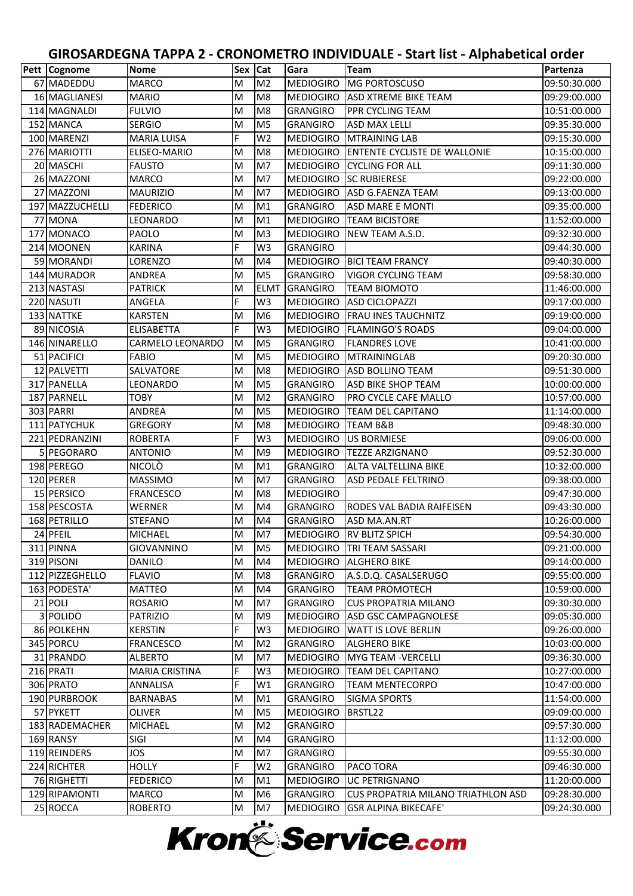# GIROSARDEGNA TAPPA 2 - CRONOMETRO INDIVIDUALE - Start list - Alphabetical order

| Pett | Cognome | Nome | Sex | Cat | Gara | Team | Partenza |
|---|---|---|---|---|---|---|---|
| 67 | MADEDDU | MARCO | M | M2 | MEDIOGIRO | MG PORTOSCUSO | 09:50:30.000 |
| 16 | MAGLIANESI | MARIO | M | M8 | MEDIOGIRO | ASD XTREME BIKE TEAM | 09:29:00.000 |
| 114 | MAGNALDI | FULVIO | M | M8 | GRANGIRO | PPR CYCLING TEAM | 10:51:00.000 |
| 152 | MANCA | SERGIO | M | M5 | GRANGIRO | ASD MAX LELLI | 09:35:30.000 |
| 100 | MARENZI | MARIA LUISA | F | W2 | MEDIOGIRO | MTRAINING LAB | 09:15:30.000 |
| 276 | MARIOTTI | ELISEO-MARIO | M | M8 | MEDIOGIRO | ENTENTE CYCLISTE DE WALLONIE | 10:15:00.000 |
| 20 | MASCHI | FAUSTO | M | M7 | MEDIOGIRO | CYCLING FOR ALL | 09:11:30.000 |
| 26 | MAZZONI | MARCO | M | M7 | MEDIOGIRO | SC RUBIERESE | 09:22:00.000 |
| 27 | MAZZONI | MAURIZIO | M | M7 | MEDIOGIRO | ASD G.FAENZA TEAM | 09:13:00.000 |
| 197 | MAZZUCHELLI | FEDERICO | M | M1 | GRANGIRO | ASD MARE E MONTI | 09:35:00.000 |
| 77 | MONA | LEONARDO | M | M1 | MEDIOGIRO | TEAM BICISTORE | 11:52:00.000 |
| 177 | MONACO | PAOLO | M | M3 | MEDIOGIRO | NEW TEAM A.S.D. | 09:32:30.000 |
| 214 | MOONEN | KARINA | F | W3 | GRANGIRO | | 09:44:30.000 |
| 59 | MORANDI | LORENZO | M | M4 | MEDIOGIRO | BICI TEAM FRANCY | 09:40:30.000 |
| 144 | MURADOR | ANDREA | M | M5 | GRANGIRO | VIGOR CYCLING TEAM | 09:58:30.000 |
| 213 | NASTASI | PATRICK | M | ELMT | GRANGIRO | TEAM BIOMOTO | 11:46:00.000 |
| 220 | NASUTI | ANGELA | F | W3 | MEDIOGIRO | ASD CICLOPAZZI | 09:17:00.000 |
| 133 | NATTKE | KARSTEN | M | M6 | MEDIOGIRO | FRAU INES TAUCHNITZ | 09:19:00.000 |
| 89 | NICOSIA | ELISABETTA | F | W3 | MEDIOGIRO | FLAMINGO'S ROADS | 09:04:00.000 |
| 146 | NINARELLO | CARMELO LEONARDO | M | M5 | GRANGIRO | FLANDRES LOVE | 10:41:00.000 |
| 51 | PACIFICI | FABIO | M | M5 | MEDIOGIRO | MTRAININGLAB | 09:20:30.000 |
| 12 | PALVETTI | SALVATORE | M | M8 | MEDIOGIRO | ASD BOLLINO TEAM | 09:51:30.000 |
| 317 | PANELLA | LEONARDO | M | M5 | GRANGIRO | ASD BIKE SHOP TEAM | 10:00:00.000 |
| 187 | PARNELL | TOBY | M | M2 | GRANGIRO | PRO CYCLE CAFE MALLO | 10:57:00.000 |
| 303 | PARRI | ANDREA | M | M5 | MEDIOGIRO | TEAM DEL CAPITANO | 11:14:00.000 |
| 111 | PATYCHUK | GREGORY | M | M8 | MEDIOGIRO | TEAM B&B | 09:48:30.000 |
| 221 | PEDRANZINI | ROBERTA | F | W3 | MEDIOGIRO | US BORMIESE | 09:06:00.000 |
| 5 | PEGORARO | ANTONIO | M | M9 | MEDIOGIRO | TEZZE ARZIGNANO | 09:52:30.000 |
| 198 | PEREGO | NICOLÒ | M | M1 | GRANGIRO | ALTA VALTELLINA BIKE | 10:32:00.000 |
| 120 | PERER | MASSIMO | M | M7 | GRANGIRO | ASD PEDALE FELTRINO | 09:38:00.000 |
| 15 | PERSICO | FRANCESCO | M | M8 | MEDIOGIRO | | 09:47:30.000 |
| 158 | PESCOSTA | WERNER | M | M4 | GRANGIRO | RODES VAL BADIA RAIFEISEN | 09:43:30.000 |
| 168 | PETRILLO | STEFANO | M | M4 | GRANGIRO | ASD MA.AN.RT | 10:26:00.000 |
| 24 | PFEIL | MICHAEL | M | M7 | MEDIOGIRO | RV BLITZ SPICH | 09:54:30.000 |
| 311 | PINNA | GIOVANNINO | M | M5 | MEDIOGIRO | TRI TEAM SASSARI | 09:21:00.000 |
| 319 | PISONI | DANILO | M | M4 | MEDIOGIRO | ALGHERO BIKE | 09:14:00.000 |
| 112 | PIZZEGHELLO | FLAVIO | M | M8 | GRANGIRO | A.S.D.Q. CASALSERUGO | 09:55:00.000 |
| 163 | PODESTA' | MATTEO | M | M4 | GRANGIRO | TEAM PROMOTECH | 10:59:00.000 |
| 21 | POLI | ROSARIO | M | M7 | GRANGIRO | CUS PROPATRIA MILANO | 09:30:30.000 |
| 3 | POLIDO | PATRIZIO | M | M9 | MEDIOGIRO | ASD GSC CAMPAGNOLESE | 09:05:30.000 |
| 86 | POLKEHN | KERSTIN | F | W3 | MEDIOGIRO | WATT IS LOVE BERLIN | 09:26:00.000 |
| 345 | PORCU | FRANCESCO | M | M2 | GRANGIRO | ALGHERO BIKE | 10:03:00.000 |
| 31 | PRANDO | ALBERTO | M | M7 | MEDIOGIRO | MYG TEAM -VERCELLI | 09:36:30.000 |
| 216 | PRATI | MARIA CRISTINA | F | W3 | MEDIOGIRO | TEAM DEL CAPITANO | 10:27:00.000 |
| 306 | PRATO | ANNALISA | F | W1 | GRANGIRO | TEAM MENTECORPO | 10:47:00.000 |
| 190 | PURBROOK | BARNABAS | M | M1 | GRANGIRO | SIGMA SPORTS | 11:54:00.000 |
| 57 | PYKETT | OLIVER | M | M5 | MEDIOGIRO | BRSTL22 | 09:09:00.000 |
| 183 | RADEMACHER | MICHAEL | M | M2 | GRANGIRO | | 09:57:30.000 |
| 169 | RANSY | SIGI | M | M4 | GRANGIRO | | 11:12:00.000 |
| 119 | REINDERS | JOS | M | M7 | GRANGIRO | | 09:55:30.000 |
| 224 | RICHTER | HOLLY | F | W2 | GRANGIRO | PACO TORA | 09:46:30.000 |
| 76 | RIGHETTI | FEDERICO | M | M1 | MEDIOGIRO | UC PETRIGNANO | 11:20:00.000 |
| 129 | RIPAMONTI | MARCO | M | M6 | GRANGIRO | CUS PROPATRIA MILANO TRIATHLON ASD | 09:28:30.000 |
| 25 | ROCCA | ROBERTO | M | M7 | MEDIOGIRO | GSR ALPINA BIKECAFE' | 09:24:30.000 |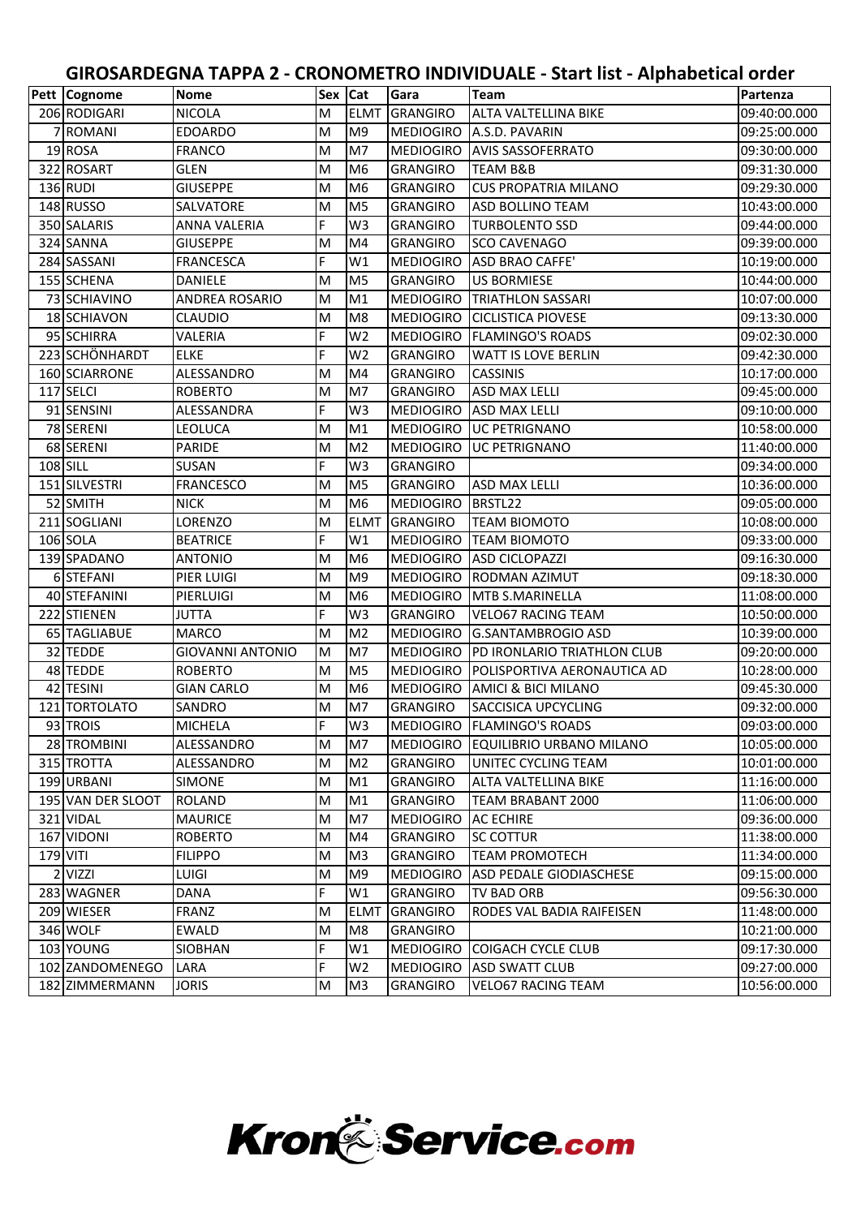# GIROSARDEGNA TAPPA 2 - CRONOMETRO INDIVIDUALE - Start list - Alphabetical order

| Pett | Cognome | Nome | Sex | Cat | Gara | Team | Partenza |
|---|---|---|---|---|---|---|---|
| 206 | RODIGARI | NICOLA | M | ELMT | GRANGIRO | ALTA VALTELLINA BIKE | 09:40:00.000 |
| 7 | ROMANI | EDOARDO | M | M9 | MEDIOGIRO | A.S.D. PAVARIN | 09:25:00.000 |
| 19 | ROSA | FRANCO | M | M7 | MEDIOGIRO | AVIS SASSOFERRATO | 09:30:00.000 |
| 322 | ROSART | GLEN | M | M6 | GRANGIRO | TEAM B&B | 09:31:30.000 |
| 136 | RUDI | GIUSEPPE | M | M6 | GRANGIRO | CUS PROPATRIA MILANO | 09:29:30.000 |
| 148 | RUSSO | SALVATORE | M | M5 | GRANGIRO | ASD BOLLINO TEAM | 10:43:00.000 |
| 350 | SALARIS | ANNA VALERIA | F | W3 | GRANGIRO | TURBOLENTO SSD | 09:44:00.000 |
| 324 | SANNA | GIUSEPPE | M | M4 | GRANGIRO | SCO CAVENAGO | 09:39:00.000 |
| 284 | SASSANI | FRANCESCA | F | W1 | MEDIOGIRO | ASD BRAO CAFFE' | 10:19:00.000 |
| 155 | SCHENA | DANIELE | M | M5 | GRANGIRO | US BORMIESE | 10:44:00.000 |
| 73 | SCHIAVINO | ANDREA ROSARIO | M | M1 | MEDIOGIRO | TRIATHLON SASSARI | 10:07:00.000 |
| 18 | SCHIAVON | CLAUDIO | M | M8 | MEDIOGIRO | CICLISTICA PIOVESE | 09:13:30.000 |
| 95 | SCHIRRA | VALERIA | F | W2 | MEDIOGIRO | FLAMINGO'S ROADS | 09:02:30.000 |
| 223 | SCHÖNHARDT | ELKE | F | W2 | GRANGIRO | WATT IS LOVE BERLIN | 09:42:30.000 |
| 160 | SCIARRONE | ALESSANDRO | M | M4 | GRANGIRO | CASSINIS | 10:17:00.000 |
| 117 | SELCI | ROBERTO | M | M7 | GRANGIRO | ASD MAX LELLI | 09:45:00.000 |
| 91 | SENSINI | ALESSANDRA | F | W3 | MEDIOGIRO | ASD MAX LELLI | 09:10:00.000 |
| 78 | SERENI | LEOLUCA | M | M1 | MEDIOGIRO | UC PETRIGNANO | 10:58:00.000 |
| 68 | SERENI | PARIDE | M | M2 | MEDIOGIRO | UC PETRIGNANO | 11:40:00.000 |
| 108 | SILL | SUSAN | F | W3 | GRANGIRO | | 09:34:00.000 |
| 151 | SILVESTRI | FRANCESCO | M | M5 | GRANGIRO | ASD MAX LELLI | 10:36:00.000 |
| 52 | SMITH | NICK | M | M6 | MEDIOGIRO | BRSTL22 | 09:05:00.000 |
| 211 | SOGLIANI | LORENZO | M | ELMT | GRANGIRO | TEAM BIOMOTO | 10:08:00.000 |
| 106 | SOLA | BEATRICE | F | W1 | MEDIOGIRO | TEAM BIOMOTO | 09:33:00.000 |
| 139 | SPADANO | ANTONIO | M | M6 | MEDIOGIRO | ASD CICLOPAZZI | 09:16:30.000 |
| 6 | STEFANI | PIER LUIGI | M | M9 | MEDIOGIRO | RODMAN AZIMUT | 09:18:30.000 |
| 40 | STEFANINI | PIERLUIGI | M | M6 | MEDIOGIRO | MTB S.MARINELLA | 11:08:00.000 |
| 222 | STIENEN | JUTTA | F | W3 | GRANGIRO | VELO67 RACING TEAM | 10:50:00.000 |
| 65 | TAGLIABUE | MARCO | M | M2 | MEDIOGIRO | G.SANTAMBROGIO ASD | 10:39:00.000 |
| 32 | TEDDE | GIOVANNI ANTONIO | M | M7 | MEDIOGIRO | PD IRONLARIO TRIATHLON CLUB | 09:20:00.000 |
| 48 | TEDDE | ROBERTO | M | M5 | MEDIOGIRO | POLISPORTIVA AERONAUTICA AD | 10:28:00.000 |
| 42 | TESINI | GIAN CARLO | M | M6 | MEDIOGIRO | AMICI & BICI MILANO | 09:45:30.000 |
| 121 | TORTOLATO | SANDRO | M | M7 | GRANGIRO | SACCISICA UPCYCLING | 09:32:00.000 |
| 93 | TROIS | MICHELA | F | W3 | MEDIOGIRO | FLAMINGO'S ROADS | 09:03:00.000 |
| 28 | TROMBINI | ALESSANDRO | M | M7 | MEDIOGIRO | EQUILIBRIO URBANO MILANO | 10:05:00.000 |
| 315 | TROTTA | ALESSANDRO | M | M2 | GRANGIRO | UNITEC CYCLING TEAM | 10:01:00.000 |
| 199 | URBANI | SIMONE | M | M1 | GRANGIRO | ALTA VALTELLINA BIKE | 11:16:00.000 |
| 195 | VAN DER SLOOT | ROLAND | M | M1 | GRANGIRO | TEAM BRABANT 2000 | 11:06:00.000 |
| 321 | VIDAL | MAURICE | M | M7 | MEDIOGIRO | AC ECHIRE | 09:36:00.000 |
| 167 | VIDONI | ROBERTO | M | M4 | GRANGIRO | SC COTTUR | 11:38:00.000 |
| 179 | VITI | FILIPPO | M | M3 | GRANGIRO | TEAM PROMOTECH | 11:34:00.000 |
| 2 | VIZZI | LUIGI | M | M9 | MEDIOGIRO | ASD PEDALE GIODIASCHESE | 09:15:00.000 |
| 283 | WAGNER | DANA | F | W1 | GRANGIRO | TV BAD ORB | 09:56:30.000 |
| 209 | WIESER | FRANZ | M | ELMT | GRANGIRO | RODES VAL BADIA RAIFEISEN | 11:48:00.000 |
| 346 | WOLF | EWALD | M | M8 | GRANGIRO | | 10:21:00.000 |
| 103 | YOUNG | SIOBHAN | F | W1 | MEDIOGIRO | COIGACH CYCLE CLUB | 09:17:30.000 |
| 102 | ZANDOMENEGO | LARA | F | W2 | MEDIOGIRO | ASD SWATT CLUB | 09:27:00.000 |
| 182 | ZIMMERMANN | JORIS | M | M3 | GRANGIRO | VELO67 RACING TEAM | 10:56:00.000 |

KronService.com